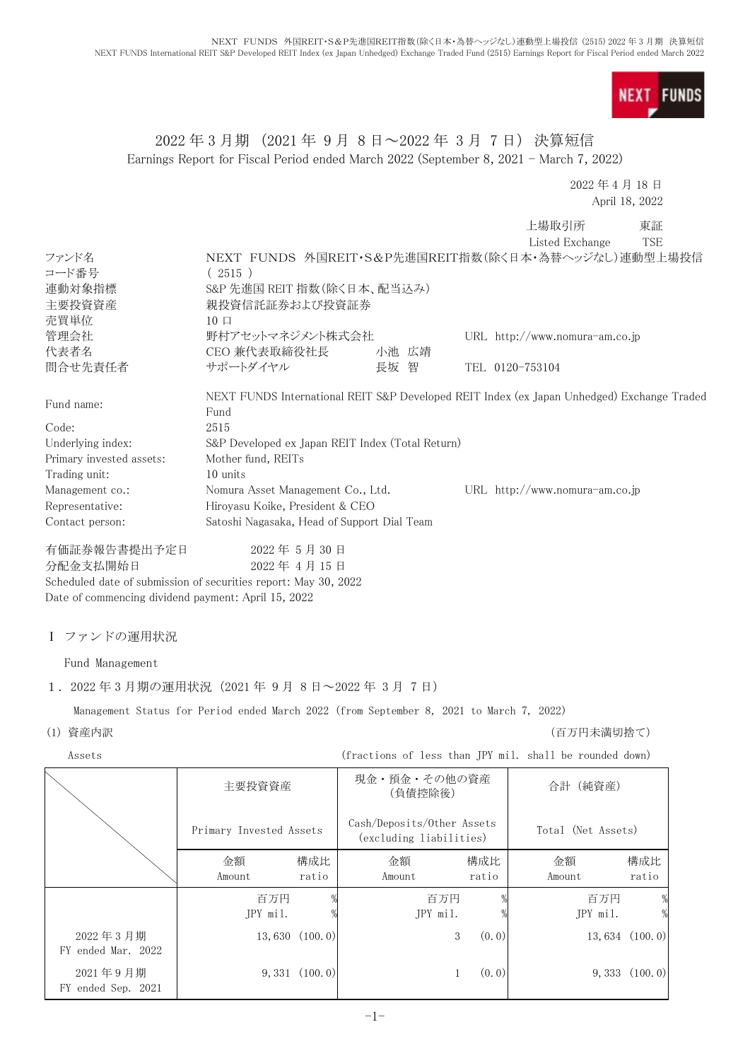# 2022 年 3 月期（2021 年 9 月 8 日～2022 年 3 月 7 日）決算短信

Earnings Report for Fiscal Period ended March 2022 (September 8, 2021 - March 7, 2022)

2022 年 4 月 18 日
April 18, 2022

上場取引所 東証
Listed Exchange TSE

| | | | |
|---|---|---|---|
| ファンド名 | NEXT FUNDS 外国REIT・S&P先進国REIT指数(除く日本・為替ヘッジなし)連動型上場投信 | | |
| コード番号 | ( 2515 ) | | |
| 連動対象指標 | S&P 先進国 REIT 指数(除く日本、配当込み) | | |
| 主要投資資産 | 親投資信託証券および投資証券 | | |
| 売買単位 | 10 口 | | |
| 管理会社 | 野村アセットマネジメント株式会社 | | URL http://www.nomura-am.co.jp |
| 代表者名 | CEO 兼代表取締役社長 | 小池 広靖 | |
| 問合せ先責任者 | サポートダイヤル | 長坂 智 | TEL 0120-753104 |

| | | |
|---|---|---|
| Fund name: | NEXT FUNDS International REIT S&P Developed REIT Index (ex Japan Unhedged) Exchange Traded Fund | |
| Code: | 2515 | |
| Underlying index: | S&P Developed ex Japan REIT Index (Total Return) | |
| Primary invested assets: | Mother fund, REITs | |
| Trading unit: | 10 units | |
| Management co.: | Nomura Asset Management Co., Ltd. | URL http://www.nomura-am.co.jp |
| Representative: | Hiroyasu Koike, President & CEO | |
| Contact person: | Satoshi Nagasaka, Head of Support Dial Team | |

有価証券報告書提出予定日 2022 年 5 月 30 日
分配金支払開始日 2022 年 4 月 15 日
Scheduled date of submission of securities report: May 30, 2022
Date of commencing dividend payment: April 15, 2022

## Ⅰ ファンドの運用状況

Fund Management

### 1．2022 年 3 月期の運用状況（2021 年 9 月 8 日～2022 年 3 月 7 日）

Management Status for Period ended March 2022 (from September 8, 2021 to March 7, 2022)

(1) 資産内訳 （百万円未満切捨て）

Assets (fractions of less than JPY mil. shall be rounded down)

| | 主要投資資産 Primary Invested Assets | | 現金・預金・その他の資産（負債控除後） Cash/Deposits/Other Assets (excluding liabilities) | | 合計（純資産） Total (Net Assets) | |
|---|---|---|---|---|---|---|
| | 金額 Amount | 構成比 ratio | 金額 Amount | 構成比 ratio | 金額 Amount | 構成比 ratio |
| | 百万円 JPY mil. | % | 百万円 JPY mil. | % | 百万円 JPY mil. | % |
| 2022 年 3 月期 FY ended Mar. 2022 | 13,630 | (100.0) | 3 | (0.0) | 13,634 | (100.0) |
| 2021 年 9 月期 FY ended Sep. 2021 | 9,331 | (100.0) | 1 | (0.0) | 9,333 | (100.0) |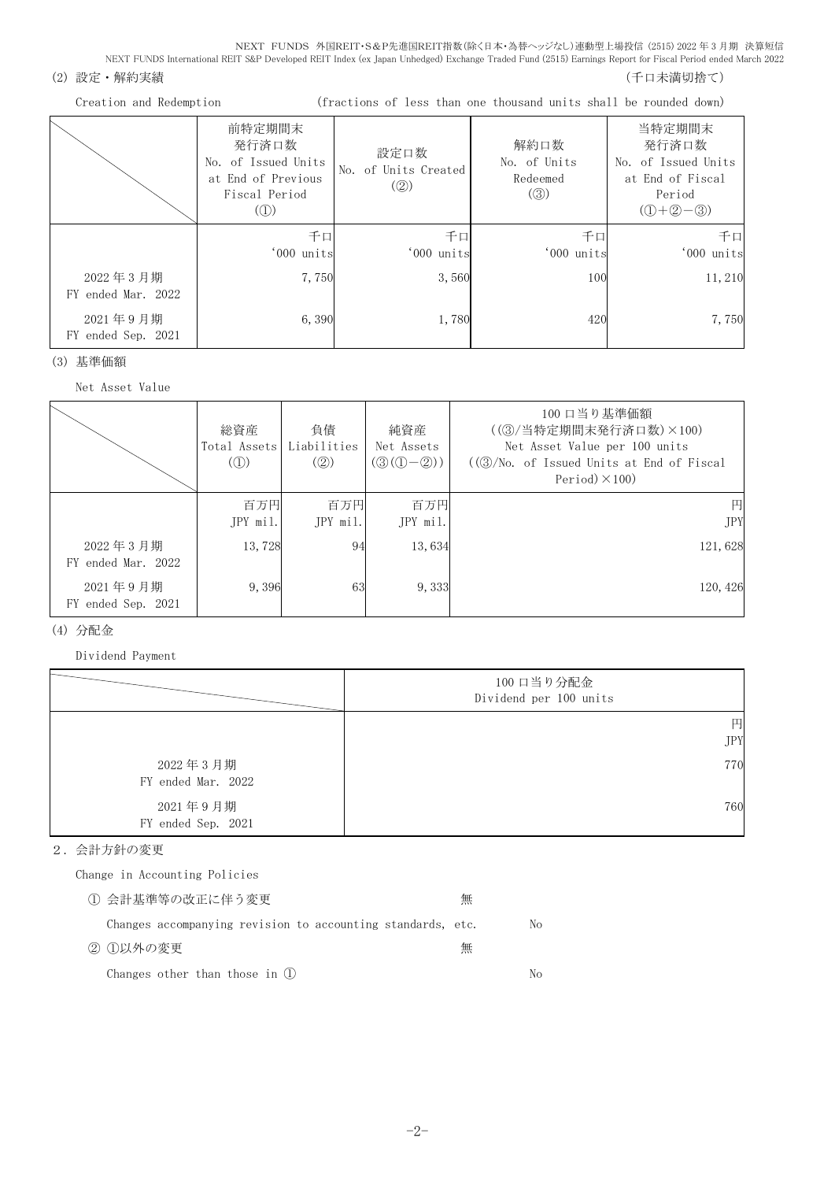(2) 設定・解約実績　(千口未満切捨て)

Creation and Redemption　(fractions of less than one thousand units shall be rounded down)

| | 前特定期間末発行済口数 No. of Issued Units at End of Previous Fiscal Period (①) | 設定口数 No. of Units Created (②) | 解約口数 No. of Units Redeemed (③) | 当特定期間末発行済口数 No. of Issued Units at End of Fiscal Period (①+②−③) |
|---|---|---|---|---|
| | 千口 '000 units | 千口 '000 units | 千口 '000 units | 千口 '000 units |
| 2022年3月期 FY ended Mar. 2022 | 7,750 | 3,560 | 100 | 11,210 |
| 2021年9月期 FY ended Sep. 2021 | 6,390 | 1,780 | 420 | 7,750 |

(3) 基準価額

Net Asset Value

| | 総資産 Total Assets (①) | 負債 Liabilities (②) | 純資産 Net Assets (③(①−②)) | 100口当り基準価額 ((③/当特定期間末発行済口数)×100) Net Asset Value per 100 units ((③/No. of Issued Units at End of Fiscal Period)×100) |
|---|---|---|---|---|
| | 百万円 JPY mil. | 百万円 JPY mil. | 百万円 JPY mil. | 円 JPY |
| 2022年3月期 FY ended Mar. 2022 | 13,728 | 94 | 13,634 | 121,628 |
| 2021年9月期 FY ended Sep. 2021 | 9,396 | 63 | 9,333 | 120,426 |

(4) 分配金

Dividend Payment

| | 100口当り分配金 Dividend per 100 units |
|---|---|
| | 円 JPY |
| 2022年3月期 FY ended Mar. 2022 | 770 |
| 2021年9月期 FY ended Sep. 2021 | 760 |

2．会計方針の変更

Change in Accounting Policies

① 会計基準等の改正に伴う変更　無

Changes accompanying revision to accounting standards, etc.　No

② ①以外の変更　無

Changes other than those in ①　No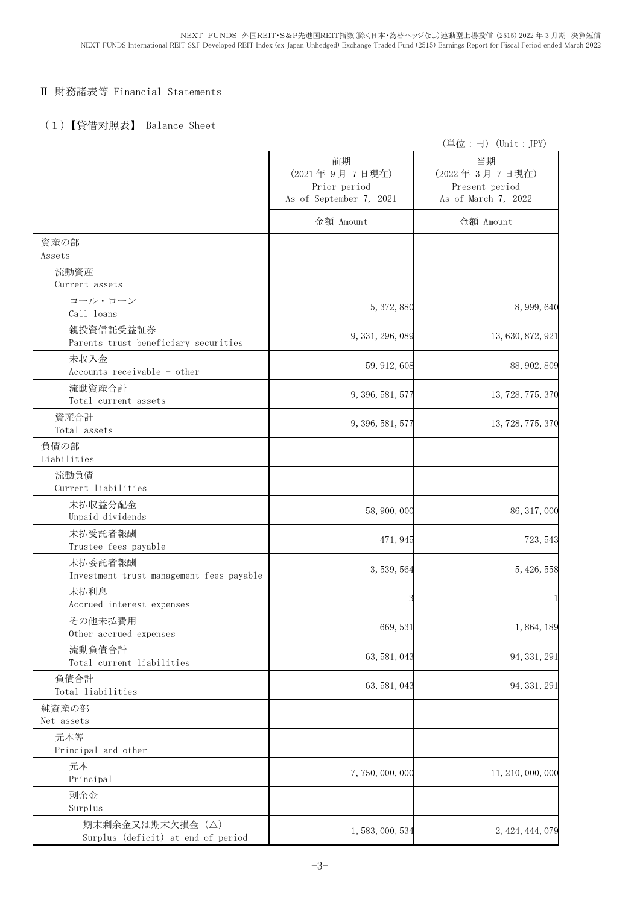## Ⅱ 財務諸表等 Financial Statements

### (1)【貸借対照表】 Balance Sheet

(単位：円) (Unit：JPY)

| | 前期<br>(2021年 9月 7日現在)<br>Prior period<br>As of September 7, 2021 | 当期<br>(2022年 3月 7日現在)<br>Present period<br>As of March 7, 2022 |
|---|---|---|
| | 金額 Amount | 金額 Amount |
| 資産の部<br>Assets | | |
| 流動資産<br>Current assets | | |
| コール・ローン<br>Call loans | 5,372,880 | 8,999,640 |
| 親投資信託受益証券<br>Parents trust beneficiary securities | 9,331,296,089 | 13,630,872,921 |
| 未収入金<br>Accounts receivable - other | 59,912,608 | 88,902,809 |
| 流動資産合計<br>Total current assets | 9,396,581,577 | 13,728,775,370 |
| 資産合計<br>Total assets | 9,396,581,577 | 13,728,775,370 |
| 負債の部<br>Liabilities | | |
| 流動負債<br>Current liabilities | | |
| 未払収益分配金<br>Unpaid dividends | 58,900,000 | 86,317,000 |
| 未払受託者報酬<br>Trustee fees payable | 471,945 | 723,543 |
| 未払委託者報酬<br>Investment trust management fees payable | 3,539,564 | 5,426,558 |
| 未払利息<br>Accrued interest expenses | 3 | 1 |
| その他未払費用<br>Other accrued expenses | 669,531 | 1,864,189 |
| 流動負債合計<br>Total current liabilities | 63,581,043 | 94,331,291 |
| 負債合計<br>Total liabilities | 63,581,043 | 94,331,291 |
| 純資産の部<br>Net assets | | |
| 元本等<br>Principal and other | | |
| 元本<br>Principal | 7,750,000,000 | 11,210,000,000 |
| 剰余金<br>Surplus | | |
| 期末剰余金又は期末欠損金(△)<br>Surplus (deficit) at end of period | 1,583,000,534 | 2,424,444,079 |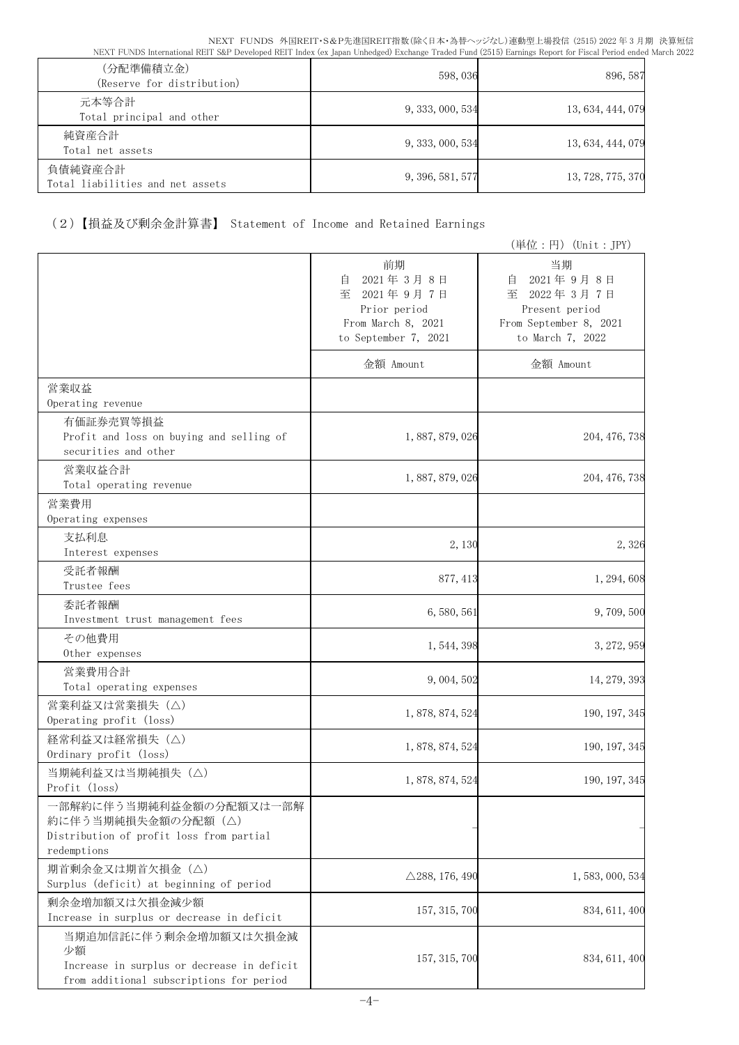| | | |
|---|---|---|
| (分配準備積立金)<br>(Reserve for distribution) | 598,036 | 896,587 |
| 元本等合計<br>Total principal and other | 9,333,000,534 | 13,634,444,079 |
| 純資産合計<br>Total net assets | 9,333,000,534 | 13,634,444,079 |
| 負債純資産合計<br>Total liabilities and net assets | 9,396,581,577 | 13,728,775,370 |

## (2)【損益及び剰余金計算書】 Statement of Income and Retained Earnings

(単位：円) (Unit：JPY)

| | 前期<br>自 2021年3月8日<br>至 2021年9月7日<br>Prior period<br>From March 8, 2021<br>to September 7, 2021 | 当期<br>自 2021年9月8日<br>至 2022年3月7日<br>Present period<br>From September 8, 2021<br>to March 7, 2022 |
|---|---|---|
| | 金額 Amount | 金額 Amount |
| 営業収益<br>Operating revenue | | |
| 有価証券売買等損益<br>Profit and loss on buying and selling of securities and other | 1,887,879,026 | 204,476,738 |
| 営業収益合計<br>Total operating revenue | 1,887,879,026 | 204,476,738 |
| 営業費用<br>Operating expenses | | |
| 支払利息<br>Interest expenses | 2,130 | 2,326 |
| 受託者報酬<br>Trustee fees | 877,413 | 1,294,608 |
| 委託者報酬<br>Investment trust management fees | 6,580,561 | 9,709,500 |
| その他費用<br>Other expenses | 1,544,398 | 3,272,959 |
| 営業費用合計<br>Total operating expenses | 9,004,502 | 14,279,393 |
| 営業利益又は営業損失（△）<br>Operating profit (loss) | 1,878,874,524 | 190,197,345 |
| 経常利益又は経常損失（△）<br>Ordinary profit (loss) | 1,878,874,524 | 190,197,345 |
| 当期純利益又は当期純損失（△）<br>Profit (loss) | 1,878,874,524 | 190,197,345 |
| 一部解約に伴う当期純利益金額の分配額又は一部解約に伴う当期純損失金額の分配額（△）<br>Distribution of profit loss from partial redemptions | – | – |
| 期首剰余金又は期首欠損金（△）<br>Surplus (deficit) at beginning of period | △288,176,490 | 1,583,000,534 |
| 剰余金増加額又は欠損金減少額<br>Increase in surplus or decrease in deficit | 157,315,700 | 834,611,400 |
| 当期追加信託に伴う剰余金増加額又は欠損金減少額<br>Increase in surplus or decrease in deficit from additional subscriptions for period | 157,315,700 | 834,611,400 |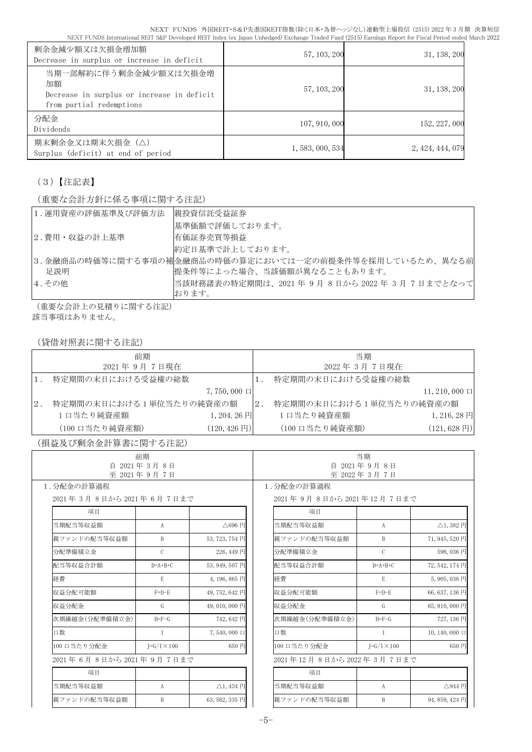| | | |
|---|---|---|
| 剰余金減少額又は欠損金増加額<br>Decrease in surplus or increase in deficit | 57,103,200 | 31,138,200 |
| 当期一部解約に伴う剰余金減少額又は欠損金増加額<br>Decrease in surplus or increase in deficit from partial redemptions | 57,103,200 | 31,138,200 |
| 分配金<br>Dividends | 107,910,000 | 152,227,000 |
| 期末剰余金又は期末欠損金（△）<br>Surplus (deficit) at end of period | 1,583,000,534 | 2,424,444,079 |

## （3）【注記表】

（重要な会計方針に係る事項に関する注記）

| | |
|---|---|
| 1．運用資産の評価基準及び評価方法 | 親投資信託受益証券<br>基準価額で評価しております。 |
| 2．費用・収益の計上基準 | 有価証券売買等損益<br>約定日基準で計上しております。 |
| 3．金融商品の時価等に関する事項の補足説明 | 金融商品の時価の算定においては一定の前提条件等を採用しているため、異なる前提条件等によった場合、当該価額が異なることもあります。 |
| 4．その他 | 当該財務諸表の特定期間は、2021年9月8日から2022年3月7日までとなっております。 |

（重要な会計上の見積りに関する注記）
該当事項はありません。

（貸借対照表に関する注記）

| 前期<br>2021年9月7日現在 | | 当期<br>2022年3月7日現在 | |
|---|---|---|---|
| 1．特定期間の末日における受益権の総数 | 7,750,000口 | 1．特定期間の末日における受益権の総数 | 11,210,000口 |
| 2．特定期間の末日における1単位当たりの純資産の額 | | 2．特定期間の末日における1単位当たりの純資産の額 | |
| 1口当たり純資産額 | 1,204.26円 | 1口当たり純資産額 | 1,216.28円 |
| （100口当たり純資産額） | (120,426円) | （100口当たり純資産額） | (121,628円) |

（損益及び剰余金計算書に関する注記）

前期（自 2021年3月8日 至 2021年9月7日）

1．分配金の計算過程

2021年3月8日から2021年6月7日まで

| 項目 | | |
|---|---|---|
| 当期配当等収益額 | A | △696円 |
| 親ファンドの配当等収益額 | B | 53,723,754円 |
| 分配準備積立金 | C | 226,449円 |
| 配当等収益合計額 | D=A+B+C | 53,949,507円 |
| 経費 | E | 4,196,865円 |
| 収益分配可能額 | F=D-E | 49,752,642円 |
| 収益分配金 | G | 49,010,000円 |
| 次期繰越金(分配準備積立金) | H=F-G | 742,642円 |
| 口数 | I | 7,540,000口 |
| 100口当たり分配金 | J=G/I×100 | 650円 |

2021年6月8日から2021年9月7日まで

| 項目 | | |
|---|---|---|
| 当期配当等収益額 | A | △1,434円 |
| 親ファンドの配当等収益額 | B | 63,562,335円 |

当期（自 2021年9月8日 至 2022年3月7日）

1．分配金の計算過程

2021年9月8日から2021年12月7日まで

| 項目 | | |
|---|---|---|
| 当期配当等収益額 | A | △1,382円 |
| 親ファンドの配当等収益額 | B | 71,945,520円 |
| 分配準備積立金 | C | 598,036円 |
| 配当等収益合計額 | D=A+B+C | 72,542,174円 |
| 経費 | E | 5,905,038円 |
| 収益分配可能額 | F=D-E | 66,637,136円 |
| 収益分配金 | G | 65,910,000円 |
| 次期繰越金(分配準備積立金) | H=F-G | 727,136円 |
| 口数 | I | 10,140,000口 |
| 100口当たり分配金 | J=G/I×100 | 650円 |

2021年12月8日から2022年3月7日まで

| 項目 | | |
|---|---|---|
| 当期配当等収益額 | A | △944円 |
| 親ファンドの配当等収益額 | B | 94,859,424円 |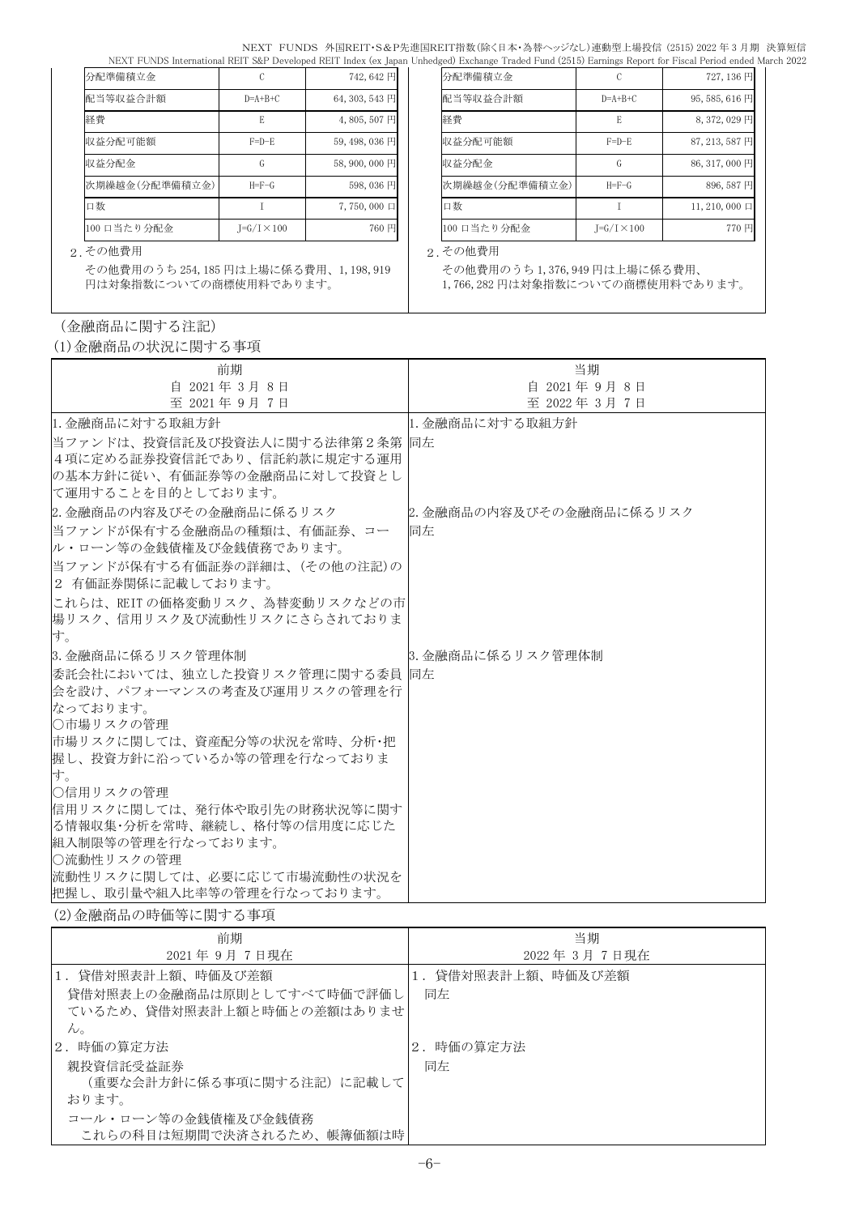| 分配準備積立金 | C | 742,642 円 |
| --- | --- | --- |
| 配当等収益合計額 | D=A+B+C | 64,303,543 円 |
| 経費 | E | 4,805,507 円 |
| 収益分配可能額 | F=D−E | 59,498,036 円 |
| 収益分配金 | G | 58,900,000 円 |
| 次期繰越金(分配準備積立金) | H=F−G | 598,036 円 |
| 口数 | I | 7,750,000 口 |
| 100 口当たり分配金 | J=G/I×100 | 760 円 |

2.その他費用

その他費用のうち 254,185 円は上場に係る費用、1,198,919 円は対象指数についての商標使用料であります。

| 分配準備積立金 | C | 727,136 円 |
| --- | --- | --- |
| 配当等収益合計額 | D=A+B+C | 95,585,616 円 |
| 経費 | E | 8,372,029 円 |
| 収益分配可能額 | F=D−E | 87,213,587 円 |
| 収益分配金 | G | 86,317,000 円 |
| 次期繰越金(分配準備積立金) | H=F−G | 896,587 円 |
| 口数 | I | 11,210,000 口 |
| 100 口当たり分配金 | J=G/I×100 | 770 円 |

2.その他費用

その他費用のうち 1,376,949 円は上場に係る費用、1,766,282 円は対象指数についての商標使用料であります。

（金融商品に関する注記）

(1)金融商品の状況に関する事項

| 前期<br>自 2021 年 3 月 8 日<br>至 2021 年 9 月 7 日 | 当期<br>自 2021 年 9 月 8 日<br>至 2022 年 3 月 7 日 |
| --- | --- |
| 1.金融商品に対する取組方針<br>当ファンドは、投資信託及び投資法人に関する法律第２条第４項に定める証券投資信託であり、信託約款に規定する運用の基本方針に従い、有価証券等の金融商品に対して投資として運用することを目的としております。 | 1.金融商品に対する取組方針<br>同左 |
| 2.金融商品の内容及びその金融商品に係るリスク<br>当ファンドが保有する金融商品の種類は、有価証券、コール・ローン等の金銭債権及び金銭債務であります。<br>当ファンドが保有する有価証券の詳細は、（その他の注記）の２ 有価証券関係に記載しております。<br>これらは、REIT の価格変動リスク、為替変動リスクなどの市場リスク、信用リスク及び流動性リスクにさらされております。 | 2.金融商品の内容及びその金融商品に係るリスク<br>同左 |
| 3.金融商品に係るリスク管理体制<br>委託会社においては、独立した投資リスク管理に関する委員会を設け、パフォーマンスの考査及び運用リスクの管理を行なっております。<br>○市場リスクの管理<br>市場リスクに関しては、資産配分等の状況を常時、分析･把握し、投資方針に沿っているか等の管理を行なっております。<br>○信用リスクの管理<br>信用リスクに関しては、発行体や取引先の財務状況等に関する情報収集･分析を常時、継続し、格付等の信用度に応じた組入制限等の管理を行なっております。<br>○流動性リスクの管理<br>流動性リスクに関しては、必要に応じて市場流動性の状況を把握し、取引量や組入比率等の管理を行なっております。 | 3.金融商品に係るリスク管理体制<br>同左 |

(2)金融商品の時価等に関する事項

| 前期<br>2021 年 9 月 7 日現在 | 当期<br>2022 年 3 月 7 日現在 |
| --- | --- |
| 1．貸借対照表計上額、時価及び差額<br>貸借対照表上の金融商品は原則としてすべて時価で評価しているため、貸借対照表計上額と時価との差額はありません。 | 1．貸借対照表計上額、時価及び差額<br>同左 |
| 2．時価の算定方法<br>親投資信託受益証券<br>（重要な会計方針に係る事項に関する注記）に記載しております。<br>コール・ローン等の金銭債権及び金銭債務<br>これらの科目は短期間で決済されるため、帳簿価額は時 | 2．時価の算定方法<br>同左 |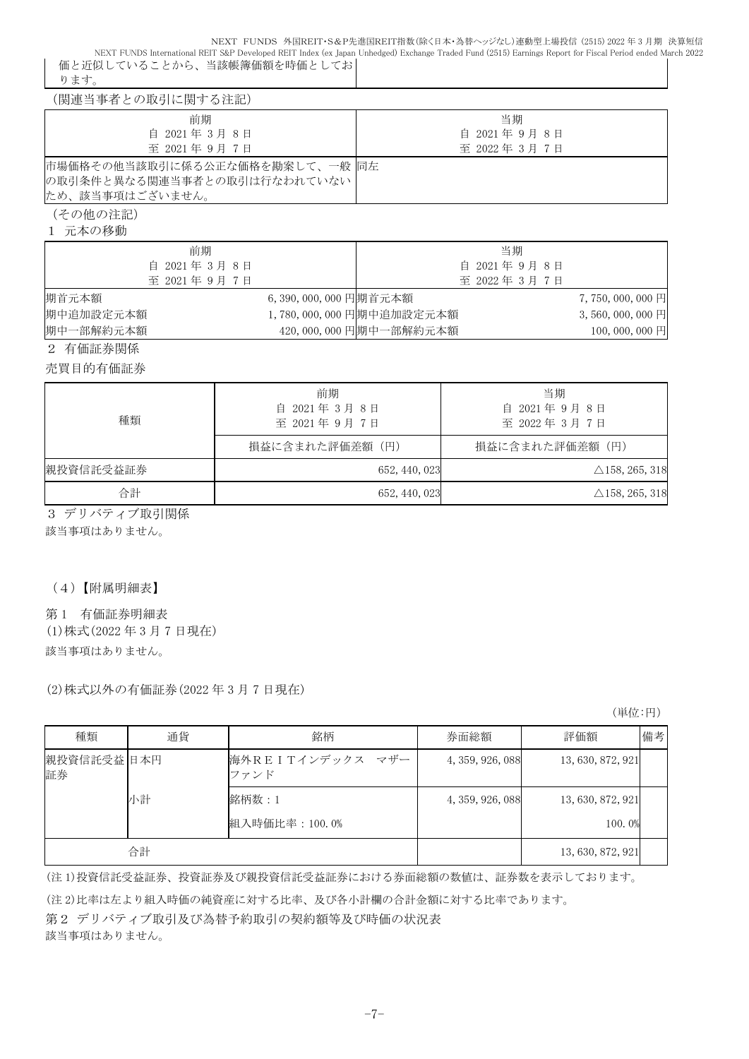| | |
|---|---|
| 価と近似していることから、当該帳簿価額を時価としております。 | |

（関連当事者との取引に関する注記）

| 前期<br>自 2021年3月8日<br>至 2021年9月7日 | 当期<br>自 2021年9月8日<br>至 2022年3月7日 |
|---|---|
| 市場価格その他当該取引に係る公正な価格を勘案して、一般の取引条件と異なる関連当事者との取引は行なわれていないため、該当事項はございません。 | 同左 |

（その他の注記）

1 元本の移動

| 前期<br>自 2021年3月8日<br>至 2021年9月7日 | | 当期<br>自 2021年9月8日<br>至 2022年3月7日 | |
|---|---|---|---|
| 期首元本額 | 6,390,000,000円 | 期首元本額 | 7,750,000,000円 |
| 期中追加設定元本額 | 1,780,000,000円 | 期中追加設定元本額 | 3,560,000,000円 |
| 期中一部解約元本額 | 420,000,000円 | 期中一部解約元本額 | 100,000,000円 |

2 有価証券関係

売買目的有価証券

| 種類 | 前期<br>自 2021年3月8日<br>至 2021年9月7日 | 当期<br>自 2021年9月8日<br>至 2022年3月7日 |
|---|---|---|
| | 損益に含まれた評価差額（円） | 損益に含まれた評価差額（円） |
| 親投資信託受益証券 | 652,440,023 | △158,265,318 |
| 合計 | 652,440,023 | △158,265,318 |

3 デリバティブ取引関係

該当事項はありません。

（4）【附属明細表】

第1 有価証券明細表

(1)株式(2022年3月7日現在)

該当事項はありません。

(2)株式以外の有価証券(2022年3月7日現在)

（単位:円）

| 種類 | 通貨 | 銘柄 | 券面総額 | 評価額 | 備考 |
|---|---|---|---|---|---|
| 親投資信託受益証券 | 日本円 | 海外ＲＥＩＴインデックス マザーファンド | 4,359,926,088 | 13,630,872,921 | |
| | 小計 | 銘柄数：1 | 4,359,926,088 | 13,630,872,921 | |
| | | 組入時価比率：100.0% | | 100.0% | |
| 合計 | | | | 13,630,872,921 | |

(注1)投資信託受益証券、投資証券及び親投資信託受益証券における券面総額の数値は、証券数を表示しております。

(注2)比率は左より組入時価の純資産に対する比率、及び各小計欄の合計金額に対する比率であります。

第2 デリバティブ取引及び為替予約取引の契約額等及び時価の状況表

該当事項はありません。